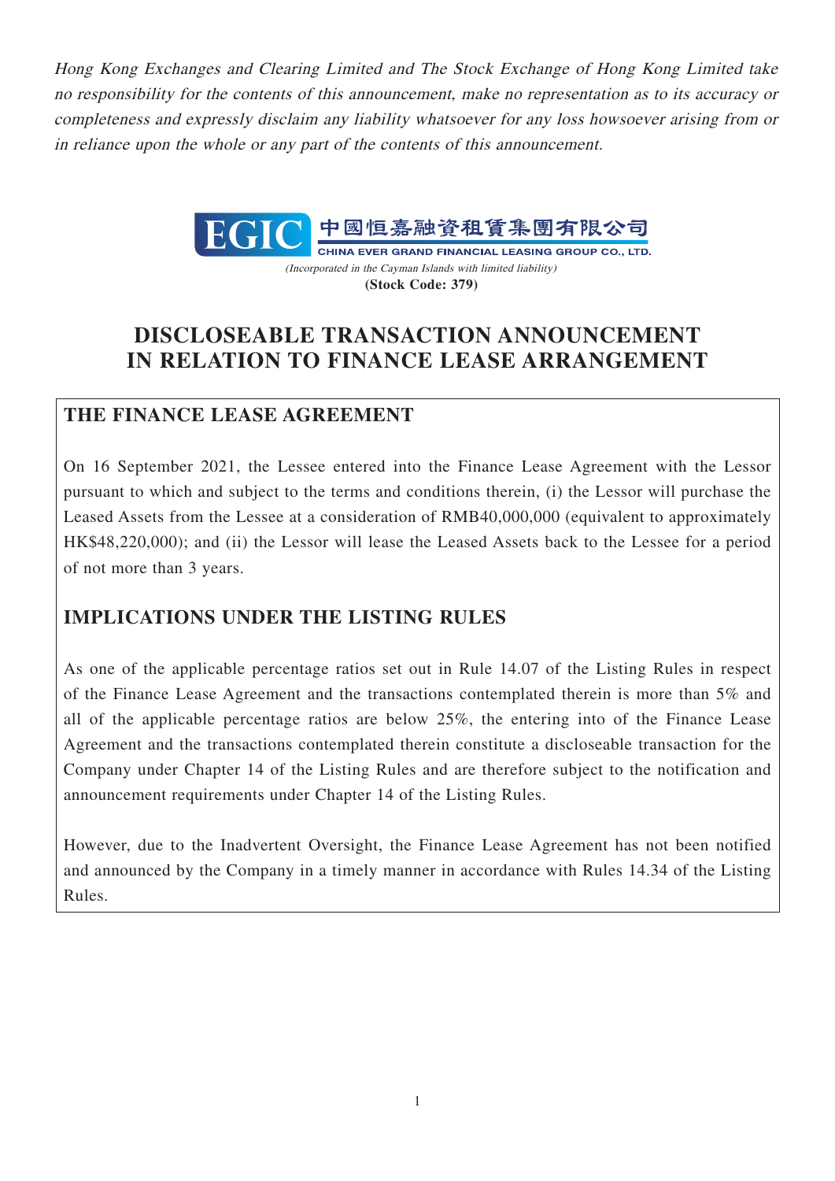*Hong Kong Exchanges and Clearing Limited and The Stock Exchange of Hong Kong Limited take no responsibility for the contents of this announcement, make no representation as to its accuracy or completeness and expressly disclaim any liability whatsoever for any loss howsoever arising from or in reliance upon the whole or any part of the contents of this announcement.*

EGIC 中國恒嘉融資租賃集團有限公司

CHINA EVER GRAND FINANCIAL LEASING GROUP CO., LTD.

*(Incorporated in the Cayman Islands with limited liability)*

**(Stock Code: 379)**

# DISCLOSEABLE TRANSACTION ANNOUNCEMENT IN RELATION TO FINANCE LEASE ARRANGEMENT

## THE FINANCE LEASE AGREEMENT

On 16 September 2021, the Lessee entered into the Finance Lease Agreement with the Lessor pursuant to which and subject to the terms and conditions therein, (i) the Lessor will purchase the Leased Assets from the Lessee at a consideration of RMB40,000,000 (equivalent to approximately HK$48,220,000); and (ii) the Lessor will lease the Leased Assets back to the Lessee for a period of not more than 3 years.

## IMPLICATIONS UNDER THE LISTING RULES

As one of the applicable percentage ratios set out in Rule 14.07 of the Listing Rules in respect of the Finance Lease Agreement and the transactions contemplated therein is more than 5% and all of the applicable percentage ratios are below 25%, the entering into of the Finance Lease Agreement and the transactions contemplated therein constitute a discloseable transaction for the Company under Chapter 14 of the Listing Rules and are therefore subject to the notification and announcement requirements under Chapter 14 of the Listing Rules.

However, due to the Inadvertent Oversight, the Finance Lease Agreement has not been notified and announced by the Company in a timely manner in accordance with Rules 14.34 of the Listing Rules.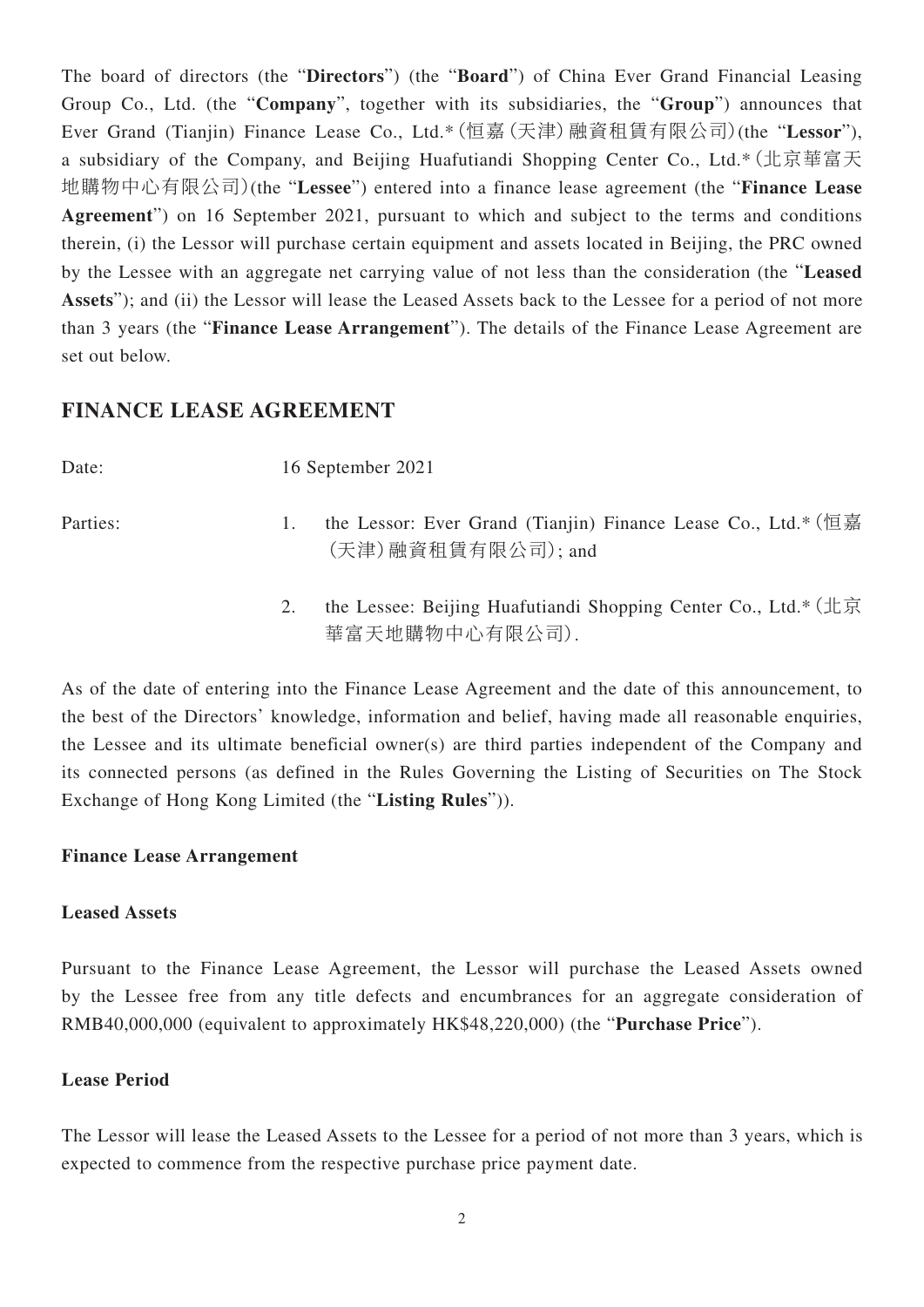The board of directors (the "**Directors**") (the "**Board**") of China Ever Grand Financial Leasing Group Co., Ltd. (the "**Company**", together with its subsidiaries, the "**Group**") announces that Ever Grand (Tianjin) Finance Lease Co., Ltd.*(恒嘉(天津)融資租賃有限公司)(the "**Lessor**"), a subsidiary of the Company, and Beijing Huafutiandi Shopping Center Co., Ltd.*(北京華富天地購物中心有限公司)(the "**Lessee**") entered into a finance lease agreement (the "**Finance Lease Agreement**") on 16 September 2021, pursuant to which and subject to the terms and conditions therein, (i) the Lessor will purchase certain equipment and assets located in Beijing, the PRC owned by the Lessee with an aggregate net carrying value of not less than the consideration (the "**Leased Assets**"); and (ii) the Lessor will lease the Leased Assets back to the Lessee for a period of not more than 3 years (the "**Finance Lease Arrangement**"). The details of the Finance Lease Agreement are set out below.

## FINANCE LEASE AGREEMENT

Date: 16 September 2021

Parties:

1. the Lessor: Ever Grand (Tianjin) Finance Lease Co., Ltd.*(恒嘉(天津)融資租賃有限公司); and
2. the Lessee: Beijing Huafutiandi Shopping Center Co., Ltd.*(北京華富天地購物中心有限公司).

As of the date of entering into the Finance Lease Agreement and the date of this announcement, to the best of the Directors' knowledge, information and belief, having made all reasonable enquiries, the Lessee and its ultimate beneficial owner(s) are third parties independent of the Company and its connected persons (as defined in the Rules Governing the Listing of Securities on The Stock Exchange of Hong Kong Limited (the "**Listing Rules**")).

**Finance Lease Arrangement**

**Leased Assets**

Pursuant to the Finance Lease Agreement, the Lessor will purchase the Leased Assets owned by the Lessee free from any title defects and encumbrances for an aggregate consideration of RMB40,000,000 (equivalent to approximately HK$48,220,000) (the "**Purchase Price**").

**Lease Period**

The Lessor will lease the Leased Assets to the Lessee for a period of not more than 3 years, which is expected to commence from the respective purchase price payment date.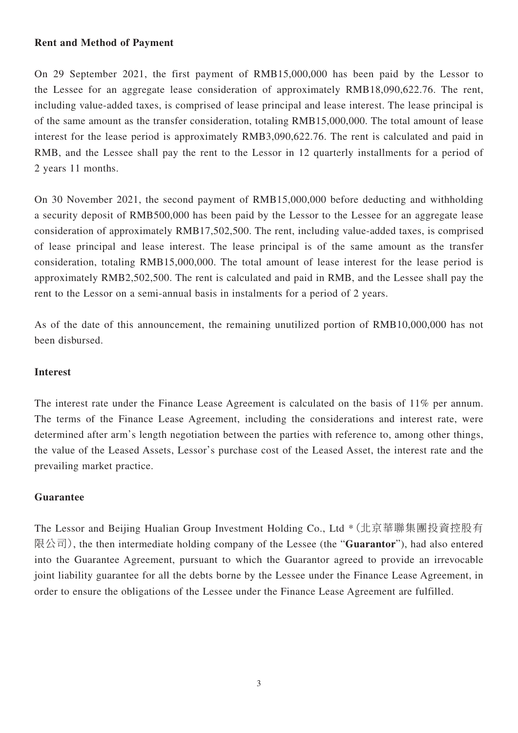**Rent and Method of Payment**

On 29 September 2021, the first payment of RMB15,000,000 has been paid by the Lessor to the Lessee for an aggregate lease consideration of approximately RMB18,090,622.76. The rent, including value-added taxes, is comprised of lease principal and lease interest. The lease principal is of the same amount as the transfer consideration, totaling RMB15,000,000. The total amount of lease interest for the lease period is approximately RMB3,090,622.76. The rent is calculated and paid in RMB, and the Lessee shall pay the rent to the Lessor in 12 quarterly installments for a period of 2 years 11 months.

On 30 November 2021, the second payment of RMB15,000,000 before deducting and withholding a security deposit of RMB500,000 has been paid by the Lessor to the Lessee for an aggregate lease consideration of approximately RMB17,502,500. The rent, including value-added taxes, is comprised of lease principal and lease interest. The lease principal is of the same amount as the transfer consideration, totaling RMB15,000,000. The total amount of lease interest for the lease period is approximately RMB2,502,500. The rent is calculated and paid in RMB, and the Lessee shall pay the rent to the Lessor on a semi-annual basis in instalments for a period of 2 years.

As of the date of this announcement, the remaining unutilized portion of RMB10,000,000 has not been disbursed.

**Interest**

The interest rate under the Finance Lease Agreement is calculated on the basis of 11% per annum. The terms of the Finance Lease Agreement, including the considerations and interest rate, were determined after arm's length negotiation between the parties with reference to, among other things, the value of the Leased Assets, Lessor's purchase cost of the Leased Asset, the interest rate and the prevailing market practice.

**Guarantee**

The Lessor and Beijing Hualian Group Investment Holding Co., Ltd *(北京華聯集團投資控股有限公司), the then intermediate holding company of the Lessee (the "**Guarantor**"), had also entered into the Guarantee Agreement, pursuant to which the Guarantor agreed to provide an irrevocable joint liability guarantee for all the debts borne by the Lessee under the Finance Lease Agreement, in order to ensure the obligations of the Lessee under the Finance Lease Agreement are fulfilled.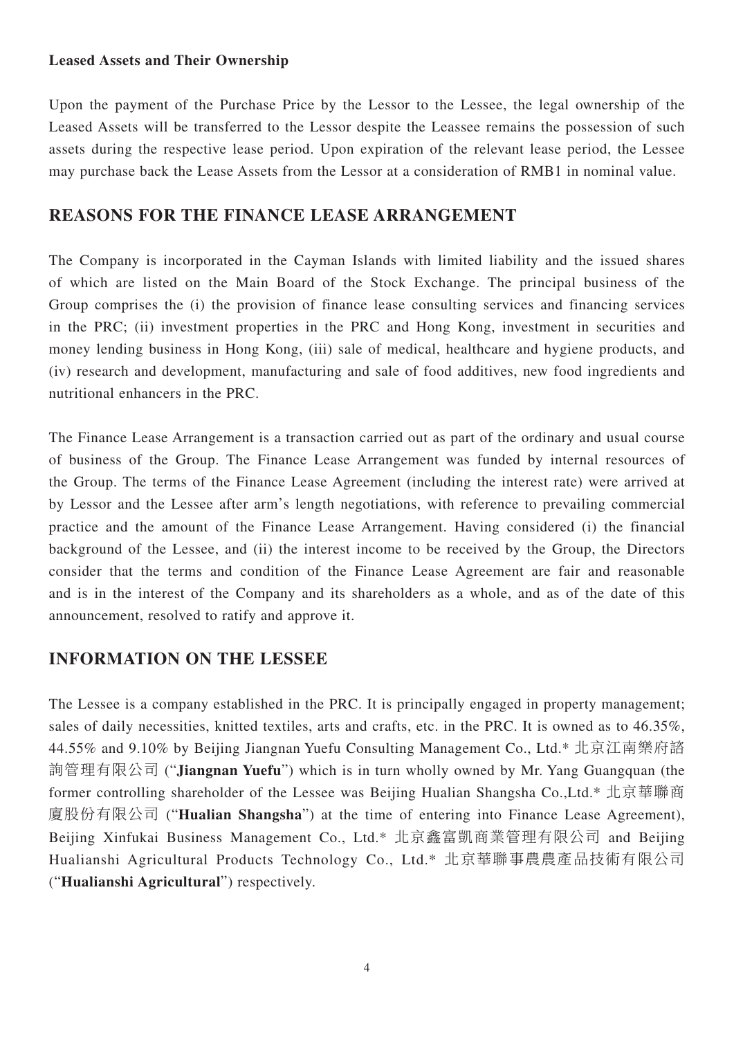**Leased Assets and Their Ownership**

Upon the payment of the Purchase Price by the Lessor to the Lessee, the legal ownership of the Leased Assets will be transferred to the Lessor despite the Leassee remains the possession of such assets during the respective lease period. Upon expiration of the relevant lease period, the Lessee may purchase back the Lease Assets from the Lessor at a consideration of RMB1 in nominal value.

## REASONS FOR THE FINANCE LEASE ARRANGEMENT

The Company is incorporated in the Cayman Islands with limited liability and the issued shares of which are listed on the Main Board of the Stock Exchange. The principal business of the Group comprises the (i) the provision of finance lease consulting services and financing services in the PRC; (ii) investment properties in the PRC and Hong Kong, investment in securities and money lending business in Hong Kong, (iii) sale of medical, healthcare and hygiene products, and (iv) research and development, manufacturing and sale of food additives, new food ingredients and nutritional enhancers in the PRC.

The Finance Lease Arrangement is a transaction carried out as part of the ordinary and usual course of business of the Group. The Finance Lease Arrangement was funded by internal resources of the Group. The terms of the Finance Lease Agreement (including the interest rate) were arrived at by Lessor and the Lessee after arm's length negotiations, with reference to prevailing commercial practice and the amount of the Finance Lease Arrangement. Having considered (i) the financial background of the Lessee, and (ii) the interest income to be received by the Group, the Directors consider that the terms and condition of the Finance Lease Agreement are fair and reasonable and is in the interest of the Company and its shareholders as a whole, and as of the date of this announcement, resolved to ratify and approve it.

## INFORMATION ON THE LESSEE

The Lessee is a company established in the PRC. It is principally engaged in property management; sales of daily necessities, knitted textiles, arts and crafts, etc. in the PRC. It is owned as to 46.35%, 44.55% and 9.10% by Beijing Jiangnan Yuefu Consulting Management Co., Ltd.* 北京江南樂府諮詢管理有限公司 ("**Jiangnan Yuefu**") which is in turn wholly owned by Mr. Yang Guangquan (the former controlling shareholder of the Lessee was Beijing Hualian Shangsha Co.,Ltd.* 北京華聯商廈股份有限公司 ("**Hualian Shangsha**") at the time of entering into Finance Lease Agreement), Beijing Xinfukai Business Management Co., Ltd.* 北京鑫富凱商業管理有限公司 and Beijing Hualianshi Agricultural Products Technology Co., Ltd.* 北京華聯事農農產品技術有限公司 ("**Hualianshi Agricultural**") respectively.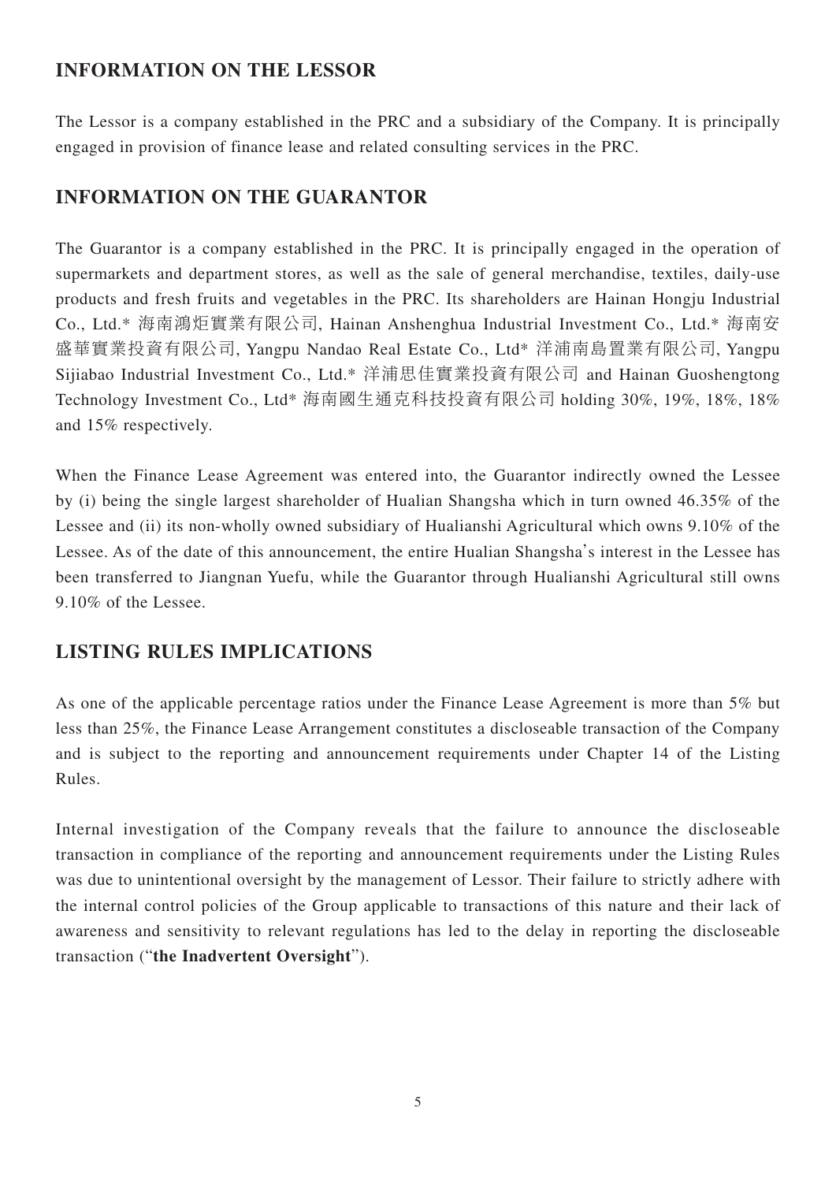## INFORMATION ON THE LESSOR

The Lessor is a company established in the PRC and a subsidiary of the Company. It is principally engaged in provision of finance lease and related consulting services in the PRC.

## INFORMATION ON THE GUARANTOR

The Guarantor is a company established in the PRC. It is principally engaged in the operation of supermarkets and department stores, as well as the sale of general merchandise, textiles, daily-use products and fresh fruits and vegetables in the PRC. Its shareholders are Hainan Hongju Industrial Co., Ltd.* 海南鴻炬實業有限公司, Hainan Anshenghua Industrial Investment Co., Ltd.* 海南安盛華實業投資有限公司, Yangpu Nandao Real Estate Co., Ltd* 洋浦南島置業有限公司, Yangpu Sijiabao Industrial Investment Co., Ltd.* 洋浦思佳實業投資有限公司 and Hainan Guoshengtong Technology Investment Co., Ltd* 海南國生通克科技投資有限公司 holding 30%, 19%, 18%, 18% and 15% respectively.

When the Finance Lease Agreement was entered into, the Guarantor indirectly owned the Lessee by (i) being the single largest shareholder of Hualian Shangsha which in turn owned 46.35% of the Lessee and (ii) its non-wholly owned subsidiary of Hualianshi Agricultural which owns 9.10% of the Lessee. As of the date of this announcement, the entire Hualian Shangsha's interest in the Lessee has been transferred to Jiangnan Yuefu, while the Guarantor through Hualianshi Agricultural still owns 9.10% of the Lessee.

## LISTING RULES IMPLICATIONS

As one of the applicable percentage ratios under the Finance Lease Agreement is more than 5% but less than 25%, the Finance Lease Arrangement constitutes a discloseable transaction of the Company and is subject to the reporting and announcement requirements under Chapter 14 of the Listing Rules.

Internal investigation of the Company reveals that the failure to announce the discloseable transaction in compliance of the reporting and announcement requirements under the Listing Rules was due to unintentional oversight by the management of Lessor. Their failure to strictly adhere with the internal control policies of the Group applicable to transactions of this nature and their lack of awareness and sensitivity to relevant regulations has led to the delay in reporting the discloseable transaction ("**the Inadvertent Oversight**").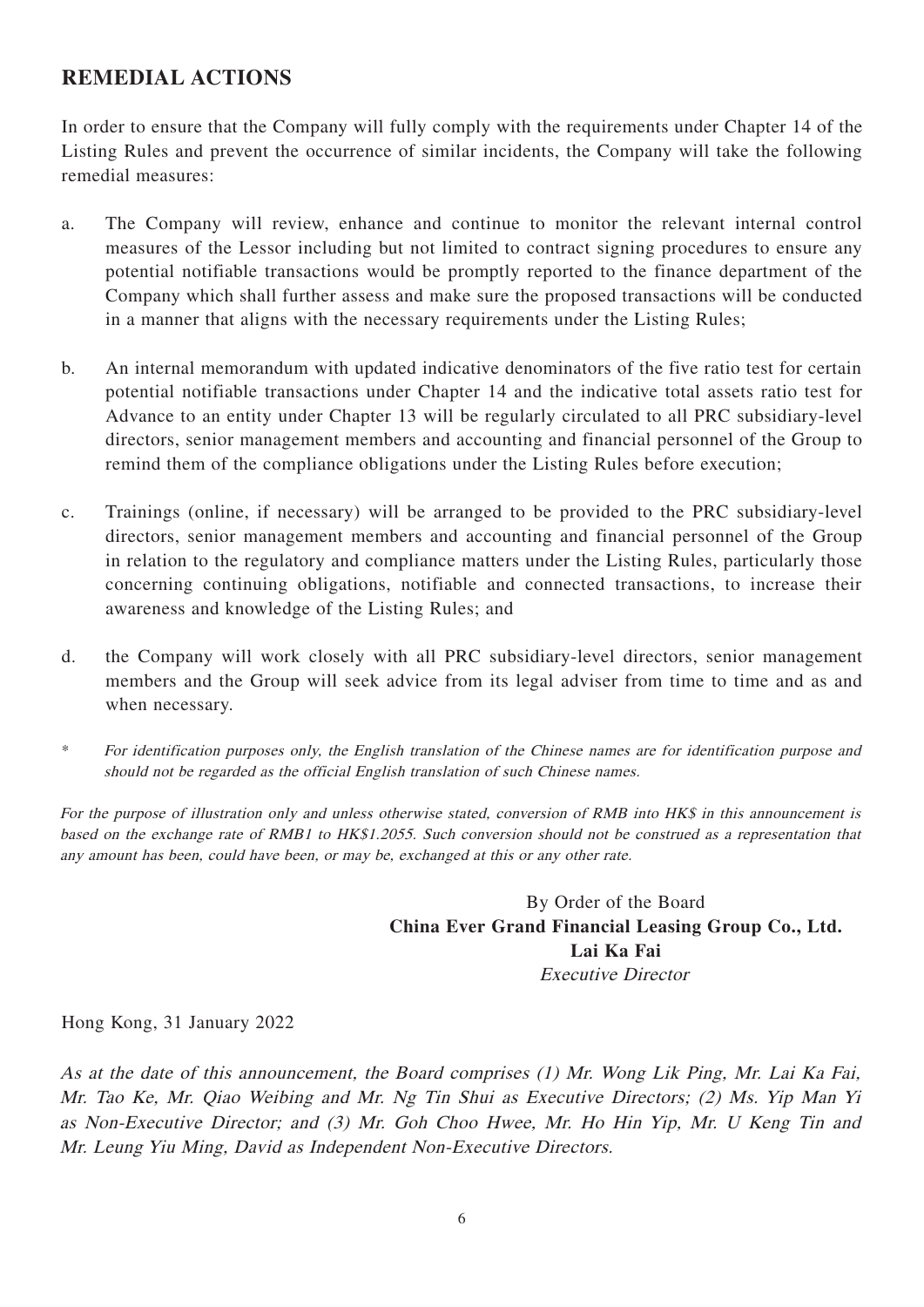## REMEDIAL ACTIONS

In order to ensure that the Company will fully comply with the requirements under Chapter 14 of the Listing Rules and prevent the occurrence of similar incidents, the Company will take the following remedial measures:

a. The Company will review, enhance and continue to monitor the relevant internal control measures of the Lessor including but not limited to contract signing procedures to ensure any potential notifiable transactions would be promptly reported to the finance department of the Company which shall further assess and make sure the proposed transactions will be conducted in a manner that aligns with the necessary requirements under the Listing Rules;

b. An internal memorandum with updated indicative denominators of the five ratio test for certain potential notifiable transactions under Chapter 14 and the indicative total assets ratio test for Advance to an entity under Chapter 13 will be regularly circulated to all PRC subsidiary-level directors, senior management members and accounting and financial personnel of the Group to remind them of the compliance obligations under the Listing Rules before execution;

c. Trainings (online, if necessary) will be arranged to be provided to the PRC subsidiary-level directors, senior management members and accounting and financial personnel of the Group in relation to the regulatory and compliance matters under the Listing Rules, particularly those concerning continuing obligations, notifiable and connected transactions, to increase their awareness and knowledge of the Listing Rules; and

d. the Company will work closely with all PRC subsidiary-level directors, senior management members and the Group will seek advice from its legal adviser from time to time and as and when necessary.

\* *For identification purposes only, the English translation of the Chinese names are for identification purpose and should not be regarded as the official English translation of such Chinese names.*

*For the purpose of illustration only and unless otherwise stated, conversion of RMB into HK$ in this announcement is based on the exchange rate of RMB1 to HK$1.2055. Such conversion should not be construed as a representation that any amount has been, could have been, or may be, exchanged at this or any other rate.*

By Order of the Board
**China Ever Grand Financial Leasing Group Co., Ltd.**
**Lai Ka Fai**
*Executive Director*

Hong Kong, 31 January 2022

*As at the date of this announcement, the Board comprises (1) Mr. Wong Lik Ping, Mr. Lai Ka Fai, Mr. Tao Ke, Mr. Qiao Weibing and Mr. Ng Tin Shui as Executive Directors; (2) Ms. Yip Man Yi as Non-Executive Director; and (3) Mr. Goh Choo Hwee, Mr. Ho Hin Yip, Mr. U Keng Tin and Mr. Leung Yiu Ming, David as Independent Non-Executive Directors.*